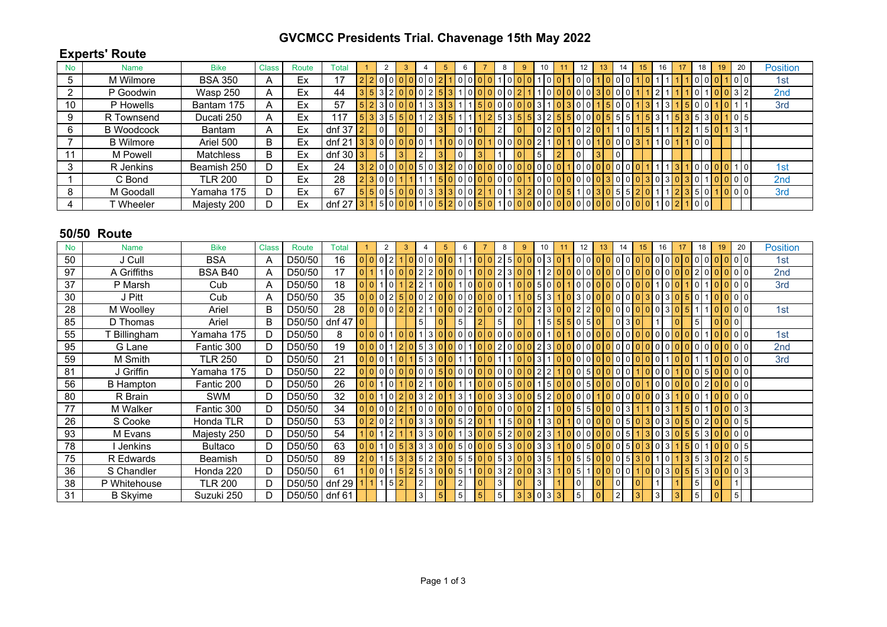# GVCMCC Presidents Trial. Chavenage 15th May 2022

## Experts' Route

| No | Name | Bike | Class | Route | Total | 1 | | 2 | | 3 | | 4 | | 5 | | 6 | | 7 | | 8 | | 9 | | 10 | | 11 | | 12 | | 13 | | 14 | | 15 | | 16 | | 17 | | 18 | | 19 | | 20 | | Position |
|---|---|---|---|---|---|---|---|---|---|---|---|---|---|---|---|---|---|---|---|---|---|---|---|---|---|---|---|---|---|---|---|---|---|---|---|---|---|---|---|---|---|---|---|---|---|---|
| 5 | M Wilmore | BSA 350 | A | Ex | 17 | 2 | 2 | 0 | 0 | 0 | 0 | 0 | 0 | 2 | 1 | 0 | 0 | 0 | 0 | 1 | 0 | 0 | 0 | 1 | 0 | 0 | 1 | 0 | 0 | 1 | 0 | 0 | 0 | 1 | 0 | 1 | 1 | 1 | 1 | 0 | 0 | 0 | 1 | 0 | 0 | 1st |
| 2 | P Goodwin | Wasp 250 | A | Ex | 44 | 3 | 5 | 3 | 2 | 0 | 0 | 0 | 2 | 5 | 3 | 1 | 0 | 0 | 0 | 0 | 0 | 2 | 1 | 1 | 0 | 0 | 0 | 0 | 0 | 3 | 0 | 0 | 0 | 1 | 1 | 2 | 1 | 1 | 1 | 0 | 1 | 0 | 0 | 3 | 2 | 2nd |
| 10 | P Howells | Bantam 175 | A | Ex | 57 | 5 | 2 | 3 | 0 | 0 | 0 | 1 | 3 | 3 | 3 | 1 | 1 | 5 | 0 | 0 | 0 | 0 | 0 | 3 | 1 | 0 | 3 | 0 | 0 | 1 | 5 | 0 | 0 | 1 | 0 | 1 | 3 | 1 | 5 | 0 | 0 | 1 | 0 | 1 | 1 | 3rd |
| 9 | R Townsend | Ducati 250 | A | Ex | 117 | 5 | 3 | 3 | 5 | 5 | 0 | 1 | 2 | 3 | 5 | 1 | 1 | 1 | 2 | 5 | 3 | 5 | 5 | 3 | 2 | 5 | 5 | 0 | 0 | 0 | 5 | 5 | 5 | 1 | 5 | 3 | 1 | 5 | 3 | 5 | 3 | 0 | 1 | 0 | 5 | |
| 6 | B Woodcock | Bantam | A | Ex | dnf 37 | 2 | | 0 | | 0 | | 0 | | 3 | | 0 | 1 | 0 | | 2 | | 0 | | 0 | 2 | 0 | 1 | 0 | 2 | 0 | 1 | 1 | 0 | 1 | 5 | 1 | 1 | 1 | 2 | 1 | 5 | 0 | 1 | 3 | 1 | |
| 7 | B Wilmore | Ariel 500 | B | Ex | dnf 21 | 3 | 3 | 0 | 0 | 0 | 0 | 0 | 1 | 1 | 0 | 0 | 0 | 0 | 1 | 0 | 0 | 0 | 0 | 2 | 1 | 0 | 1 | 0 | 0 | 1 | 0 | 0 | 0 | 3 | 1 | 1 | 0 | 1 | 1 | 0 | 0 | | | | | |
| 11 | M Powell | Matchless | B | Ex | dnf 30 | 3 | | 5 | | 3 | | 2 | | 3 | | 0 | | 3 | | 1 | | 0 | | 5 | | 2 | | 0 | | 3 | | 0 | | | | | | | | | | | | | | |
| 3 | R Jenkins | Beamish 250 | D | Ex | 24 | 3 | 2 | 0 | 0 | 0 | 0 | 5 | 0 | 3 | 2 | 0 | 0 | 0 | 0 | 0 | 0 | 0 | 0 | 0 | 0 | 0 | 1 | 0 | 0 | 0 | 0 | 0 | 0 | 0 | 1 | 1 | 1 | 3 | 1 | 0 | 0 | 0 | 0 | 1 | 0 | 1st |
| 1 | C Bond | TLR 200 | D | Ex | 28 | 2 | 3 | 0 | 0 | 1 | 1 | 1 | 1 | 5 | 0 | 0 | 0 | 0 | 0 | 0 | 0 | 0 | 1 | 0 | 0 | 0 | 0 | 0 | 0 | 0 | 3 | 0 | 0 | 0 | 3 | 0 | 3 | 0 | 3 | 0 | 1 | 0 | 0 | 0 | 0 | 2nd |
| 8 | M Goodall | Yamaha 175 | D | Ex | 67 | 5 | 5 | 0 | 5 | 0 | 0 | 0 | 3 | 3 | 3 | 0 | 0 | 2 | 1 | 0 | 1 | 3 | 2 | 0 | 0 | 0 | 5 | 1 | 0 | 3 | 0 | 5 | 5 | 2 | 0 | 1 | 1 | 2 | 3 | 5 | 0 | 1 | 0 | 0 | 0 | 3rd |
| 4 | T Wheeler | Majesty 200 | D | Ex | dnf 27 | 3 | 1 | 5 | 0 | 0 | 0 | 1 | 0 | 5 | 2 | 0 | 0 | 5 | 0 | 1 | 0 | 0 | 0 | 0 | 0 | 0 | 0 | 0 | 0 | 0 | 0 | 0 | 0 | 0 | 0 | 1 | 0 | 2 | 1 | 0 | 0 | | | | | |

## 50/50 Route

| No | Name | Bike | Class | Route | Total | 1 | | 2 | | 3 | | 4 | | 5 | | 6 | | 7 | | 8 | | 9 | | 10 | | 11 | | 12 | | 13 | | 14 | | 15 | | 16 | | 17 | | 18 | | 19 | | 20 | | Position |
|---|---|---|---|---|---|---|---|---|---|---|---|---|---|---|---|---|---|---|---|---|---|---|---|---|---|---|---|---|---|---|---|---|---|---|---|---|---|---|---|---|---|---|---|---|---|---|
| 50 | J Cull | BSA | A | D50/50 | 16 | 0 | 0 | 0 | 2 | 1 | 0 | 0 | 0 | 0 | 0 | 1 | 1 | 0 | 0 | 2 | 5 | 0 | 0 | 0 | 3 | 0 | 1 | 0 | 0 | 0 | 0 | 0 | 0 | 0 | 0 | 0 | 0 | 0 | 0 | 0 | 0 | 0 | 0 | 0 | 0 | 1st |
| 97 | A Griffiths | BSA B40 | A | D50/50 | 17 | 0 | 1 | 1 | 0 | 0 | 0 | 2 | 2 | 0 | 0 | 0 | 1 | 0 | 0 | 2 | 3 | 0 | 0 | 1 | 2 | 0 | 0 | 0 | 0 | 0 | 0 | 0 | 0 | 0 | 0 | 0 | 0 | 0 | 0 | 2 | 0 | 0 | 0 | 0 | 0 | 2nd |
| 37 | P Marsh | Cub | A | D50/50 | 18 | 0 | 0 | 1 | 0 | 1 | 2 | 2 | 1 | 0 | 0 | 1 | 0 | 0 | 0 | 0 | 1 | 0 | 0 | 5 | 0 | 0 | 1 | 0 | 0 | 0 | 0 | 0 | 0 | 0 | 0 | 1 | 0 | 0 | 1 | 0 | 1 | 0 | 0 | 0 | 0 | 3rd |
| 30 | J Pitt | Cub | A | D50/50 | 35 | 0 | 0 | 0 | 2 | 5 | 0 | 0 | 2 | 0 | 0 | 0 | 0 | 0 | 0 | 0 | 1 | 1 | 0 | 5 | 3 | 1 | 0 | 3 | 0 | 0 | 0 | 0 | 0 | 0 | 3 | 0 | 3 | 0 | 5 | 0 | 1 | 0 | 0 | 0 | 0 | |
| 28 | M Woolley | Ariel | B | D50/50 | 28 | 0 | 0 | 0 | 0 | 2 | 0 | 2 | 1 | 0 | 0 | 0 | 2 | 0 | 0 | 0 | 2 | 0 | 0 | 2 | 3 | 0 | 0 | 2 | 2 | 0 | 0 | 0 | 0 | 0 | 0 | 0 | 3 | 0 | 5 | 1 | 1 | 0 | 0 | 0 | 0 | 1st |
| 85 | D Thomas | Ariel | B | D50/50 | dnf 47 | 0 | | | | | | 5 | | 0 | | 5 | | 2 | | 5 | | 0 | | 1 | 5 | 5 | 5 | 0 | 5 | 0 | | 0 | 3 | 0 | | 1 | | 0 | | 5 | | 0 | 0 | 0 | | |
| 55 | T Billingham | Yamaha 175 | D | D50/50 | 8 | 0 | 0 | 0 | 1 | 0 | 0 | 1 | 3 | 0 | 0 | 0 | 0 | 0 | 0 | 0 | 0 | 0 | 0 | 0 | 1 | 0 | 1 | 0 | 0 | 0 | 0 | 0 | 0 | 0 | 0 | 0 | 0 | 0 | 0 | 0 | 1 | 0 | 0 | 0 | 0 | 1st |
| 95 | G Lane | Fantic 300 | D | D50/50 | 19 | 0 | 0 | 0 | 1 | 2 | 0 | 5 | 3 | 0 | 0 | 0 | 1 | 0 | 0 | 2 | 0 | 0 | 0 | 2 | 3 | 0 | 0 | 0 | 0 | 0 | 0 | 0 | 0 | 0 | 0 | 0 | 0 | 0 | 0 | 0 | 0 | 0 | 0 | 0 | 0 | 2nd |
| 59 | M Smith | TLR 250 | D | D50/50 | 21 | 0 | 0 | 0 | 1 | 0 | 1 | 5 | 3 | 0 | 0 | 1 | 1 | 0 | 0 | 1 | 1 | 0 | 0 | 3 | 1 | 0 | 0 | 0 | 0 | 0 | 0 | 0 | 0 | 0 | 0 | 0 | 1 | 0 | 0 | 1 | 1 | 0 | 0 | 0 | 0 | 3rd |
| 81 | J Griffin | Yamaha 175 | D | D50/50 | 22 | 0 | 0 | 0 | 0 | 0 | 0 | 0 | 0 | 5 | 0 | 0 | 0 | 0 | 0 | 0 | 0 | 0 | 0 | 2 | 2 | 1 | 0 | 0 | 5 | 0 | 0 | 0 | 0 | 1 | 0 | 0 | 0 | 1 | 0 | 0 | 5 | 0 | 0 | 0 | 0 | |
| 56 | B Hampton | Fantic 200 | D | D50/50 | 26 | 0 | 0 | 1 | 0 | 1 | 0 | 2 | 1 | 0 | 0 | 1 | 1 | 0 | 0 | 0 | 5 | 0 | 0 | 1 | 5 | 0 | 0 | 0 | 5 | 0 | 0 | 0 | 0 | 0 | 1 | 0 | 0 | 0 | 0 | 0 | 2 | 0 | 0 | 0 | 0 | |
| 80 | R Brain | SWM | D | D50/50 | 32 | 0 | 0 | 1 | 0 | 2 | 0 | 3 | 2 | 0 | 1 | 3 | 1 | 0 | 0 | 3 | 3 | 0 | 0 | 5 | 2 | 0 | 0 | 0 | 0 | 1 | 0 | 0 | 0 | 0 | 0 | 0 | 3 | 1 | 0 | 0 | 1 | 0 | 0 | 0 | 0 | |
| 77 | M Walker | Fantic 300 | D | D50/50 | 34 | 0 | 0 | 0 | 0 | 2 | 1 | 0 | 0 | 0 | 0 | 0 | 0 | 0 | 0 | 0 | 0 | 0 | 0 | 2 | 1 | 0 | 0 | 5 | 5 | 0 | 0 | 0 | 3 | 1 | 1 | 0 | 3 | 1 | 5 | 0 | 1 | 0 | 0 | 0 | 3 | |
| 26 | S Cooke | Honda TLR | D | D50/50 | 53 | 0 | 2 | 0 | 2 | 1 | 0 | 3 | 3 | 0 | 0 | 5 | 2 | 0 | 1 | 1 | 5 | 0 | 0 | 1 | 3 | 0 | 1 | 0 | 0 | 0 | 0 | 0 | 5 | 0 | 3 | 0 | 3 | 0 | 5 | 0 | 2 | 0 | 0 | 0 | 5 | |
| 93 | M Evans | Majesty 250 | D | D50/50 | 54 | 1 | 0 | 1 | 2 | 1 | 1 | 3 | 3 | 0 | 0 | 1 | 3 | 0 | 0 | 5 | 2 | 0 | 0 | 2 | 3 | 1 | 0 | 0 | 0 | 0 | 0 | 0 | 5 | 1 | 3 | 0 | 3 | 0 | 5 | 5 | 3 | 0 | 0 | 0 | 0 | |
| 78 | I Jenkins | Bultaco | D | D50/50 | 63 | 0 | 0 | 1 | 0 | 5 | 3 | 3 | 3 | 0 | 0 | 5 | 0 | 0 | 0 | 5 | 3 | 0 | 0 | 3 | 3 | 1 | 0 | 0 | 5 | 0 | 0 | 0 | 5 | 0 | 3 | 0 | 3 | 1 | 5 | 0 | 1 | 0 | 0 | 0 | 5 | |
| 75 | R Edwards | Beamish | D | D50/50 | 89 | 2 | 0 | 1 | 5 | 3 | 3 | 5 | 2 | 3 | 0 | 5 | 5 | 0 | 0 | 5 | 3 | 0 | 0 | 3 | 5 | 1 | 0 | 5 | 5 | 0 | 0 | 0 | 5 | 3 | 0 | 1 | 0 | 1 | 3 | 5 | 3 | 0 | 2 | 0 | 5 | |
| 36 | S Chandler | Honda 220 | D | D50/50 | 61 | 1 | 0 | 0 | 1 | 5 | 2 | 5 | 3 | 0 | 0 | 5 | 1 | 0 | 0 | 3 | 2 | 0 | 0 | 3 | 3 | 1 | 0 | 5 | 1 | 0 | 0 | 0 | 0 | 1 | 0 | 0 | 3 | 0 | 5 | 5 | 3 | 0 | 0 | 0 | 3 | |
| 38 | P Whitehouse | TLR 200 | D | D50/50 | dnf 29 | 1 | 1 | 1 | 5 | 2 | | 2 | | 0 | | 2 | | 0 | | 3 | | 0 | | 3 | | 1 | | 0 | | 0 | | 0 | | 0 | | 1 | | 1 | | 5 | | 0 | | 1 | | |
| 31 | B Skyime | Suzuki 250 | D | D50/50 | dnf 61 | | | | | | | 3 | | 5 | | 5 | | 5 | | 5 | | 3 | 3 | 0 | 3 | 3 | | 5 | | 0 | | 2 | | 3 | | 3 | | 3 | | 5 | | 0 | | 5 | | |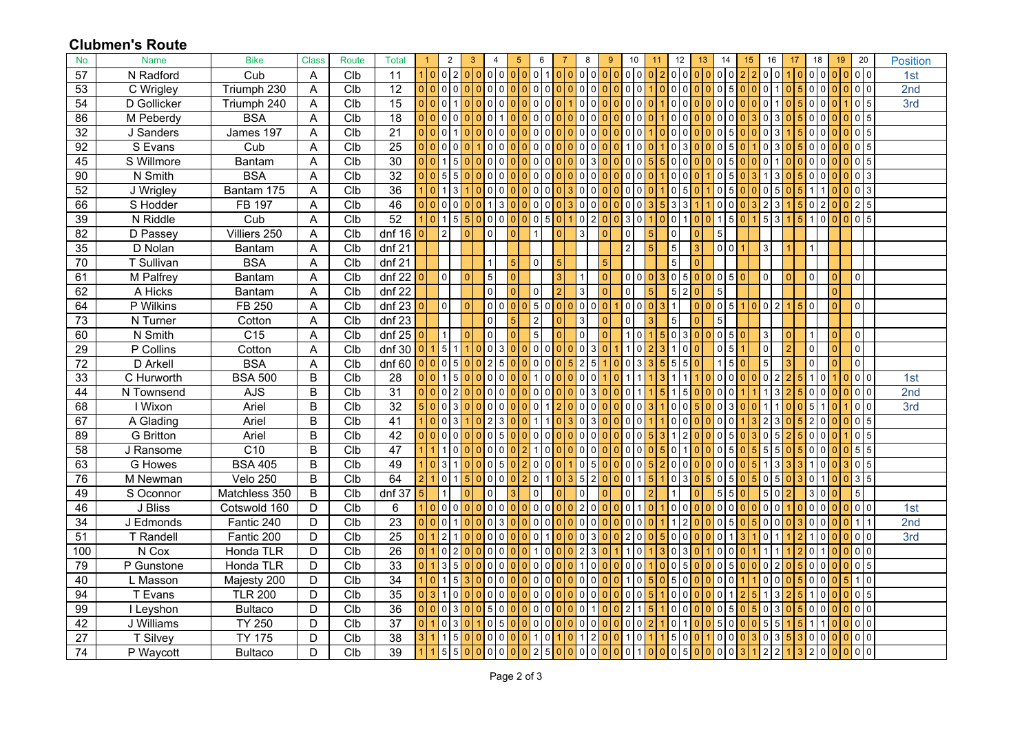## Clubmen's Route

| No | Name | Bike | Class | Route | Total | 1 | | 2 | | 3 | | 4 | | 5 | | 6 | | 7 | | 8 | | 9 | | 10 | | 11 | | 12 | | 13 | | 14 | | 15 | | 16 | | 17 | | 18 | | 19 | | 20 | | Position |
|---|---|---|---|---|---|---|---|---|---|---|---|---|---|---|---|---|---|---|---|---|---|---|---|---|---|---|---|---|---|---|---|---|---|---|---|---|---|---|---|---|---|---|---|---|---|---|
| 57 | N Radford | Cub | A | Clb | 11 | 1 | 0 | 0 | 2 | 0 | 0 | 0 | 0 | 0 | 0 | 0 | 1 | 0 | 0 | 0 | 0 | 0 | 0 | 0 | 0 | 0 | 2 | 0 | 0 | 0 | 0 | 0 | 0 | 2 | 2 | 0 | 0 | 1 | 0 | 0 | 0 | 0 | 0 | 0 | 0 | 1st |
| 53 | C Wrigley | Triumph 230 | A | Clb | 12 | 0 | 0 | 0 | 0 | 0 | 0 | 0 | 0 | 0 | 0 | 0 | 0 | 0 | 0 | 0 | 0 | 0 | 0 | 0 | 0 | 1 | 0 | 0 | 0 | 0 | 0 | 0 | 5 | 0 | 0 | 0 | 1 | 0 | 5 | 0 | 0 | 0 | 0 | 0 | 0 | 2nd |
| 54 | D Gollicker | Triumph 240 | A | Clb | 15 | 0 | 0 | 0 | 1 | 0 | 0 | 0 | 0 | 0 | 0 | 0 | 0 | 0 | 1 | 0 | 0 | 0 | 0 | 0 | 0 | 0 | 1 | 0 | 0 | 0 | 0 | 0 | 0 | 0 | 0 | 0 | 1 | 0 | 5 | 0 | 0 | 0 | 1 | 0 | 5 | 3rd |
| 86 | M Peberdy | BSA | A | Clb | 18 | 0 | 0 | 0 | 0 | 0 | 0 | 0 | 1 | 1 | 0 | 0 | 0 | 0 | 0 | 0 | 0 | 0 | 0 | 0 | 0 | 0 | 0 | 0 | 0 | 0 | 0 | 0 | 0 | 0 | 3 | 0 | 3 | 0 | 5 | 0 | 0 | 0 | 0 | 0 | 5 | |
| 32 | J Sanders | James 197 | A | Clb | 21 | 0 | 0 | 0 | 1 | 0 | 0 | 0 | 0 | 0 | 0 | 0 | 0 | 0 | 0 | 0 | 0 | 0 | 0 | 0 | 0 | 1 | 0 | 0 | 0 | 0 | 0 | 0 | 5 | 0 | 0 | 0 | 3 | 1 | 5 | 0 | 0 | 0 | 0 | 0 | 5 | |
| 92 | S Evans | Cub | A | Clb | 25 | 0 | 0 | 0 | 0 | 0 | 1 | 0 | 0 | 0 | 0 | 0 | 0 | 0 | 0 | 0 | 0 | 0 | 0 | 1 | 0 | 0 | 1 | 0 | 3 | 0 | 0 | 0 | 5 | 0 | 1 | 0 | 3 | 0 | 5 | 0 | 0 | 0 | 0 | 0 | 5 | |
| 45 | S Willmore | Bantam | A | Clb | 30 | 0 | 0 | 1 | 5 | 0 | 0 | 0 | 0 | 0 | 0 | 0 | 0 | 0 | 0 | 0 | 3 | 0 | 0 | 0 | 0 | 5 | 5 | 0 | 0 | 0 | 0 | 0 | 5 | 0 | 0 | 0 | 1 | 0 | 0 | 0 | 0 | 0 | 0 | 0 | 5 | |
| 90 | N Smith | BSA | A | Clb | 32 | 0 | 0 | 5 | 5 | 0 | 0 | 0 | 0 | 0 | 0 | 0 | 0 | 0 | 0 | 0 | 0 | 0 | 0 | 0 | 0 | 0 | 1 | 0 | 0 | 0 | 1 | 0 | 5 | 0 | 3 | 1 | 3 | 0 | 5 | 0 | 0 | 0 | 0 | 0 | 3 | |
| 52 | J Wrigley | Bantam 175 | A | Clb | 36 | 1 | 0 | 1 | 3 | 1 | 0 | 0 | 0 | 0 | 0 | 0 | 0 | 0 | 3 | 0 | 0 | 0 | 0 | 0 | 0 | 0 | 1 | 0 | 5 | 0 | 1 | 0 | 5 | 0 | 0 | 0 | 5 | 0 | 5 | 1 | 1 | 0 | 0 | 0 | 3 | |
| 66 | S Hodder | FB 197 | A | Clb | 46 | 0 | 0 | 0 | 0 | 0 | 0 | 1 | 3 | 0 | 0 | 0 | 0 | 0 | 3 | 0 | 0 | 0 | 0 | 0 | 0 | 3 | 5 | 3 | 3 | 1 | 1 | 0 | 0 | 0 | 3 | 2 | 3 | 1 | 5 | 0 | 2 | 0 | 0 | 2 | 5 | |
| 39 | N Riddle | Cub | A | Clb | 52 | 1 | 0 | 1 | 5 | 5 | 0 | 0 | 0 | 0 | 0 | 0 | 5 | 0 | 1 | 0 | 2 | 0 | 0 | 3 | 0 | 1 | 0 | 0 | 1 | 0 | 0 | 1 | 5 | 0 | 1 | 5 | 3 | 1 | 5 | 1 | 0 | 0 | 0 | 0 | 5 | |
| 82 | D Passey | Villiers 250 | A | Clb | dnf 16 | 0 | | 2 | | 0 | | 0 | | 0 | | 1 | | 0 | | 3 | | 0 | | 0 | | 5 | | 0 | | 0 | | 5 | | | | | | | | | | | | | | |
| 35 | D Nolan | Bantam | A | Clb | dnf 21 | | | | | | | | | | | | | | | | | | | 2 | | 5 | | 5 | | 3 | | 0 | 0 | 1 | | 3 | | 1 | | 1 | | | | | | |
| 70 | T Sullivan | BSA | A | Clb | dnf 21 | | | | | | | 1 | | 5 | | 0 | | 5 | | | | 5 | | | | | | 5 | | 0 | | | | | | | | | | | | | | | | |
| 61 | M Palfrey | Bantam | A | Clb | dnf 22 | 0 | | 0 | | 0 | | 5 | | 0 | | | | 3 | | 1 | | 0 | | 0 | 0 | 0 | 3 | 0 | 5 | 0 | 0 | 0 | 5 | 0 | | 0 | | 0 | | 0 | | 0 | | 0 | | |
| 62 | A Hicks | Bantam | A | Clb | dnf 22 | | | | | | | 0 | | 0 | | 0 | | 2 | | 3 | | 0 | | 0 | | 5 | | 5 | 2 | 0 | | 5 | | | | | | | | | | 0 | | | | |
| 64 | P Wilkins | FB 250 | A | Clb | dnf 23 | 0 | | 0 | | 0 | | 0 | 0 | 0 | 0 | 5 | 0 | 0 | 0 | 0 | 0 | 0 | 1 | 0 | 0 | 0 | 3 | 1 | | 0 | 0 | 0 | 5 | 1 | 0 | 0 | 2 | 1 | 5 | 0 | | 0 | | 0 | | |
| 73 | N Turner | Cotton | A | Clb | dnf 23 | | | | | | | 0 | | 5 | | 2 | | 0 | | 3 | | 0 | | 0 | | 3 | | 5 | | 0 | | 5 | | | | | | | | | | | | | | |
| 60 | N Smith | C15 | A | Clb | dnf 25 | 0 | | 1 | | 0 | | 0 | | 0 | | 5 | | 0 | | 0 | | 0 | | 1 | 0 | 1 | 5 | 0 | 3 | 0 | 0 | 0 | 5 | 0 | | 3 | | 0 | | 1 | | 0 | | 0 | | |
| 29 | P Collins | Cotton | A | Clb | dnf 30 | 0 | 1 | 5 | 1 | 1 | 0 | 0 | 3 | 0 | 0 | 0 | 0 | 0 | 0 | 0 | 3 | 0 | 1 | 1 | 0 | 2 | 3 | 1 | 0 | 0 | | 0 | 5 | 1 | | 0 | | 2 | | 0 | | 0 | | 0 | | |
| 72 | D Arkell | BSA | A | Clb | dnf 60 | 0 | 0 | 0 | 5 | 0 | 0 | 2 | 5 | 0 | 0 | 0 | 0 | 0 | 5 | 2 | 5 | 1 | 0 | 0 | 3 | 3 | 5 | 5 | 5 | 0 | | 1 | 5 | 0 | | 5 | | 3 | | 0 | | 0 | | 0 | | |
| 33 | C Hurworth | BSA 500 | B | Clb | 28 | 0 | 0 | 1 | 5 | 0 | 0 | 0 | 0 | 0 | 0 | 1 | 0 | 0 | 0 | 0 | 0 | 1 | 0 | 1 | 1 | 1 | 3 | 1 | 1 | 1 | 0 | 0 | 0 | 0 | 0 | 0 | 2 | 2 | 5 | 1 | 0 | 1 | 0 | 0 | 0 | 1st |
| 44 | N Townsend | AJS | B | Clb | 31 | 0 | 0 | 0 | 2 | 0 | 0 | 0 | 0 | 0 | 0 | 0 | 0 | 0 | 0 | 0 | 3 | 0 | 0 | 0 | 1 | 1 | 5 | 1 | 5 | 0 | 0 | 0 | 0 | 1 | 1 | 1 | 3 | 2 | 5 | 0 | 0 | 0 | 0 | 0 | 0 | 2nd |
| 68 | I Wixon | Ariel | B | Clb | 32 | 5 | 0 | 0 | 3 | 0 | 0 | 0 | 0 | 0 | 0 | 0 | 1 | 2 | 0 | 0 | 0 | 0 | 0 | 0 | 0 | 3 | 1 | 0 | 0 | 5 | 0 | 0 | 3 | 0 | 0 | 1 | 1 | 0 | 0 | 5 | 1 | 0 | 1 | 0 | 0 | 3rd |
| 67 | A Glading | Ariel | B | Clb | 41 | 1 | 0 | 0 | 3 | 1 | 0 | 2 | 3 | 0 | 0 | 1 | 1 | 0 | 3 | 0 | 3 | 0 | 0 | 0 | 0 | 1 | 1 | 0 | 0 | 0 | 0 | 0 | 0 | 1 | 3 | 2 | 3 | 0 | 5 | 2 | 0 | 0 | 0 | 0 | 5 | |
| 89 | G Britton | Ariel | B | Clb | 42 | 0 | 0 | 0 | 0 | 0 | 0 | 0 | 5 | 0 | 0 | 0 | 0 | 0 | 0 | 0 | 0 | 0 | 0 | 0 | 0 | 5 | 3 | 1 | 2 | 0 | 0 | 0 | 5 | 0 | 3 | 0 | 5 | 2 | 5 | 0 | 0 | 0 | 1 | 0 | 5 | |
| 58 | J Ransome | C10 | B | Clb | 47 | 1 | 1 | 1 | 0 | 0 | 0 | 0 | 0 | 0 | 2 | 1 | 0 | 0 | 0 | 0 | 0 | 0 | 0 | 0 | 0 | 5 | 0 | 1 | 0 | 0 | 0 | 0 | 5 | 0 | 5 | 5 | 5 | 0 | 5 | 0 | 0 | 0 | 0 | 5 | 5 | |
| 63 | G Howes | BSA 405 | B | Clb | 49 | 1 | 0 | 3 | 1 | 0 | 0 | 0 | 5 | 0 | 2 | 0 | 0 | 0 | 1 | 0 | 5 | 0 | 0 | 0 | 0 | 5 | 2 | 0 | 0 | 0 | 0 | 0 | 0 | 0 | 5 | 1 | 3 | 3 | 3 | 1 | 0 | 0 | 3 | 0 | 5 | |
| 76 | M Newman | Velo 250 | B | Clb | 64 | 2 | 1 | 0 | 1 | 5 | 0 | 0 | 0 | 0 | 2 | 0 | 1 | 0 | 3 | 5 | 2 | 0 | 0 | 0 | 1 | 5 | 1 | 0 | 3 | 0 | 5 | 0 | 5 | 0 | 5 | 0 | 5 | 0 | 3 | 0 | 1 | 0 | 0 | 3 | 5 | |
| 49 | S Oconnor | Matchless 350 | B | Clb | dnf 37 | 5 | | 1 | | 0 | | 0 | | 3 | | 0 | | 0 | | 0 | | 0 | | 0 | | 2 | | 1 | | 0 | | 5 | 5 | 0 | | 5 | 0 | 2 | | 3 | 0 | 0 | | 5 | | |
| 46 | J Bliss | Cotswold 160 | D | Clb | 6 | 1 | 0 | 0 | 0 | 0 | 0 | 0 | 0 | 0 | 0 | 0 | 0 | 0 | 0 | 2 | 0 | 0 | 0 | 0 | 1 | 0 | 1 | 0 | 0 | 0 | 0 | 0 | 0 | 0 | 0 | 0 | 0 | 1 | 0 | 0 | 0 | 0 | 0 | 0 | 0 | 1st |
| 34 | J Edmonds | Fantic 240 | D | Clb | 23 | 0 | 0 | 0 | 1 | 0 | 0 | 0 | 3 | 0 | 0 | 0 | 0 | 0 | 0 | 0 | 0 | 0 | 0 | 0 | 0 | 0 | 1 | 1 | 2 | 0 | 0 | 0 | 5 | 0 | 5 | 0 | 0 | 0 | 3 | 0 | 0 | 0 | 0 | 1 | 1 | 2nd |
| 51 | T Randell | Fantic 200 | D | Clb | 25 | 0 | 1 | 2 | 1 | 0 | 0 | 0 | 0 | 0 | 0 | 0 | 1 | 0 | 0 | 0 | 3 | 0 | 0 | 2 | 0 | 0 | 5 | 0 | 0 | 0 | 0 | 0 | 1 | 3 | 1 | 0 | 1 | 1 | 2 | 1 | 0 | 0 | 0 | 0 | 0 | 3rd |
| 100 | N Cox | Honda TLR | D | Clb | 26 | 0 | 1 | 0 | 2 | 0 | 0 | 0 | 0 | 0 | 0 | 1 | 0 | 0 | 0 | 2 | 3 | 0 | 1 | 1 | 0 | 1 | 3 | 0 | 3 | 0 | 1 | 0 | 0 | 0 | 1 | 1 | 1 | 1 | 2 | 0 | 1 | 0 | 0 | 0 | 0 | |
| 79 | P Gunstone | Honda TLR | D | Clb | 33 | 0 | 1 | 3 | 5 | 0 | 0 | 0 | 0 | 0 | 0 | 0 | 0 | 0 | 0 | 1 | 0 | 0 | 0 | 0 | 0 | 1 | 0 | 0 | 5 | 0 | 0 | 0 | 5 | 0 | 0 | 0 | 2 | 0 | 5 | 0 | 0 | 0 | 0 | 0 | 5 | |
| 40 | L Masson | Majesty 200 | D | Clb | 34 | 1 | 0 | 1 | 5 | 3 | 0 | 0 | 0 | 0 | 0 | 0 | 0 | 0 | 0 | 0 | 0 | 0 | 0 | 1 | 0 | 5 | 0 | 5 | 0 | 0 | 0 | 0 | 0 | 1 | 1 | 0 | 0 | 0 | 5 | 0 | 0 | 0 | 5 | 1 | 0 | |
| 94 | T Evans | TLR 200 | D | Clb | 35 | 0 | 3 | 1 | 0 | 0 | 0 | 0 | 0 | 0 | 0 | 0 | 0 | 0 | 0 | 0 | 0 | 0 | 0 | 0 | 0 | 5 | 1 | 0 | 0 | 0 | 0 | 0 | 1 | 2 | 5 | 1 | 3 | 2 | 5 | 1 | 0 | 0 | 0 | 0 | 5 | |
| 99 | I Leyshon | Bultaco | D | Clb | 36 | 0 | 0 | 0 | 3 | 0 | 0 | 5 | 0 | 0 | 0 | 0 | 0 | 0 | 0 | 0 | 1 | 0 | 0 | 2 | 1 | 5 | 1 | 0 | 0 | 0 | 0 | 0 | 5 | 0 | 5 | 0 | 3 | 0 | 5 | 0 | 0 | 0 | 0 | 0 | 0 | |
| 42 | J Williams | TY 250 | D | Clb | 37 | 0 | 1 | 0 | 3 | 0 | 1 | 0 | 5 | 0 | 0 | 0 | 0 | 0 | 0 | 0 | 0 | 0 | 0 | 0 | 0 | 0 | 2 | 1 | 0 | 1 | 0 | 5 | 0 | 0 | 0 | 5 | 5 | 1 | 5 | 1 | 1 | 0 | 0 | 0 | 0 | |
| 27 | T Silvey | TY 175 | D | Clb | 38 | 3 | 1 | 1 | 5 | 0 | 0 | 0 | 0 | 0 | 0 | 1 | 0 | 1 | 0 | 1 | 2 | 0 | 0 | 1 | 0 | 1 | 1 | 5 | 0 | 0 | 1 | 0 | 0 | 0 | 3 | 0 | 3 | 5 | 3 | 0 | 0 | 0 | 0 | 0 | 0 | |
| 74 | P Waycott | Bultaco | D | Clb | 39 | 1 | 1 | 5 | 5 | 0 | 0 | 0 | 0 | 0 | 0 | 2 | 5 | 0 | 0 | 0 | 0 | 0 | 0 | 0 | 1 | 0 | 0 | 0 | 5 | 0 | 0 | 0 | 0 | 3 | 1 | 2 | 2 | 1 | 3 | 2 | 0 | 0 | 0 | 0 | 0 | |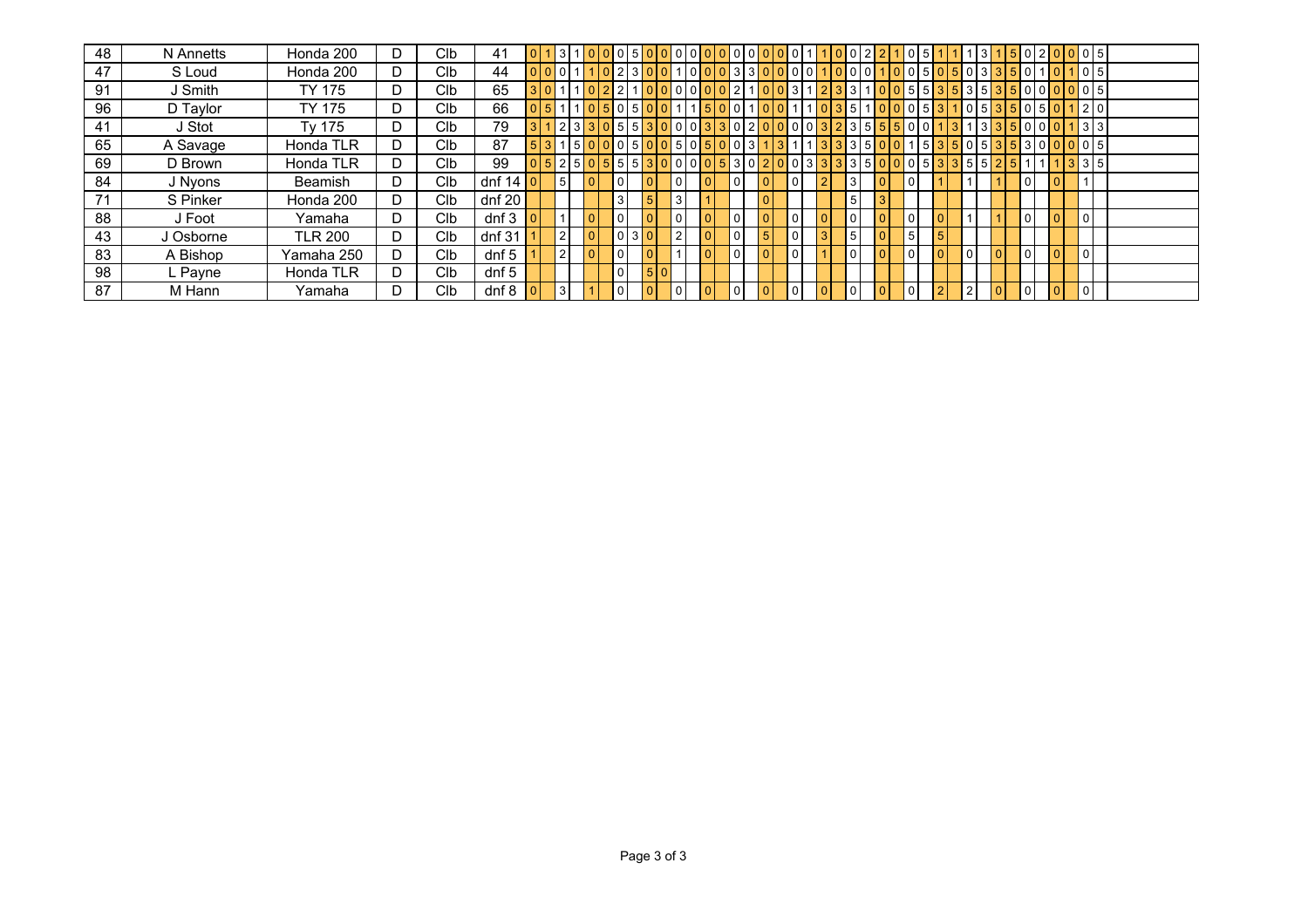| | | | | | | | | | | | | | | | | | | | | | | | | | | | | | | | | | | | | | | | | | | | | | |
|---|---|---|---|---|---|---|---|---|---|---|---|---|---|---|---|---|---|---|---|---|---|---|---|---|---|---|---|---|---|---|---|---|---|---|---|---|---|---|---|---|---|---|---|---|---|
| 48 | N Annetts | Honda 200 | D | Clb | 41 | 0 | 1 | 3 | 1 | 0 | 0 | 0 | 5 | 0 | 0 | 0 | 0 | 0 | 0 | 0 | 0 | 0 | 0 | 0 | 1 | 1 | 0 | 0 | 2 | 2 | 1 | 0 | 5 | 1 | 1 | 1 | 3 | 1 | 5 | 0 | 2 | 0 | 0 | 0 | 5 |
| 47 | S Loud | Honda 200 | D | Clb | 44 | 0 | 0 | 0 | 1 | 1 | 0 | 2 | 3 | 0 | 0 | 1 | 0 | 0 | 0 | 3 | 3 | 0 | 0 | 0 | 0 | 1 | 0 | 0 | 0 | 1 | 0 | 0 | 5 | 0 | 5 | 0 | 3 | 3 | 5 | 0 | 1 | 0 | 1 | 0 | 5 |
| 91 | J Smith | TY 175 | D | Clb | 65 | 3 | 0 | 1 | 1 | 0 | 2 | 2 | 1 | 0 | 0 | 0 | 0 | 0 | 0 | 2 | 1 | 0 | 0 | 3 | 1 | 2 | 3 | 3 | 1 | 0 | 0 | 5 | 5 | 3 | 5 | 3 | 5 | 3 | 5 | 0 | 0 | 0 | 0 | 0 | 5 |
| 96 | D Taylor | TY 175 | D | Clb | 66 | 0 | 5 | 1 | 1 | 0 | 5 | 0 | 5 | 0 | 0 | 1 | 1 | 5 | 0 | 0 | 1 | 0 | 0 | 1 | 1 | 0 | 3 | 5 | 1 | 0 | 0 | 0 | 5 | 3 | 1 | 0 | 5 | 3 | 5 | 0 | 5 | 0 | 1 | 2 | 0 |
| 41 | J Stot | Ty 175 | D | Clb | 79 | 3 | 1 | 2 | 3 | 3 | 0 | 5 | 5 | 3 | 0 | 0 | 0 | 3 | 3 | 0 | 2 | 0 | 0 | 0 | 0 | 3 | 2 | 3 | 5 | 5 | 5 | 0 | 0 | 1 | 3 | 1 | 3 | 3 | 5 | 0 | 0 | 0 | 1 | 3 | 3 |
| 65 | A Savage | Honda TLR | D | Clb | 87 | 5 | 3 | 1 | 5 | 0 | 0 | 0 | 5 | 0 | 0 | 5 | 0 | 5 | 0 | 0 | 3 | 1 | 3 | 1 | 1 | 3 | 3 | 3 | 5 | 0 | 0 | 1 | 5 | 3 | 5 | 0 | 5 | 3 | 5 | 3 | 0 | 0 | 0 | 0 | 5 |
| 69 | D Brown | Honda TLR | D | Clb | 99 | 0 | 5 | 2 | 5 | 0 | 5 | 5 | 5 | 3 | 0 | 0 | 0 | 0 | 5 | 3 | 0 | 2 | 0 | 0 | 3 | 3 | 3 | 3 | 5 | 0 | 0 | 0 | 5 | 3 | 3 | 5 | 5 | 2 | 5 | 1 | 1 | 1 | 3 | 3 | 5 |
| 84 | J Nyons | Beamish | D | Clb | dnf 14 | 0 | | 5 | | 0 | | 0 | | 0 | | 0 | | 0 | | 0 | | 0 | | 0 | | 2 | | 3 | | 0 | | 0 | | 1 | | 1 | | 1 | | 0 | | 0 | | 1 | |
| 71 | S Pinker | Honda 200 | D | Clb | dnf 20 | | | | | | | 3 | | 5 | | 3 | | 1 | | | | 0 | | | | | | 5 | | 3 | | | | | | | | | | | | | | | |
| 88 | J Foot | Yamaha | D | Clb | dnf 3 | 0 | | 1 | | 0 | | 0 | | 0 | | 0 | | 0 | | 0 | | 0 | | 0 | | 0 | | 0 | | 0 | | 0 | | 0 | | 1 | | 1 | | 0 | | 0 | | 0 | |
| 43 | J Osborne | TLR 200 | D | Clb | dnf 31 | 1 | | 2 | | 0 | | 0 | 3 | 0 | | 2 | | 0 | | 0 | | 5 | | 0 | | 3 | | 5 | | 0 | | 5 | | 5 | | | | | | | | | | | |
| 83 | A Bishop | Yamaha 250 | D | Clb | dnf 5 | 1 | | 2 | | 0 | | 0 | | 0 | | 1 | | 0 | | 0 | | 0 | | 0 | | 1 | | 0 | | 0 | | 0 | | 0 | | 0 | | 0 | | 0 | | 0 | | 0 | |
| 98 | L Payne | Honda TLR | D | Clb | dnf 5 | | | | | | | 0 | | 5 | 0 | | | | | | | | | | | | | | | | | | | | | | | | | | | | | | |
| 87 | M Hann | Yamaha | D | Clb | dnf 8 | 0 | | 3 | | 1 | | 0 | | 0 | | 0 | | 0 | | 0 | | 0 | | 0 | | 0 | | 0 | | 0 | | 0 | | 2 | | 2 | | 0 | | 0 | | 0 | | 0 | |